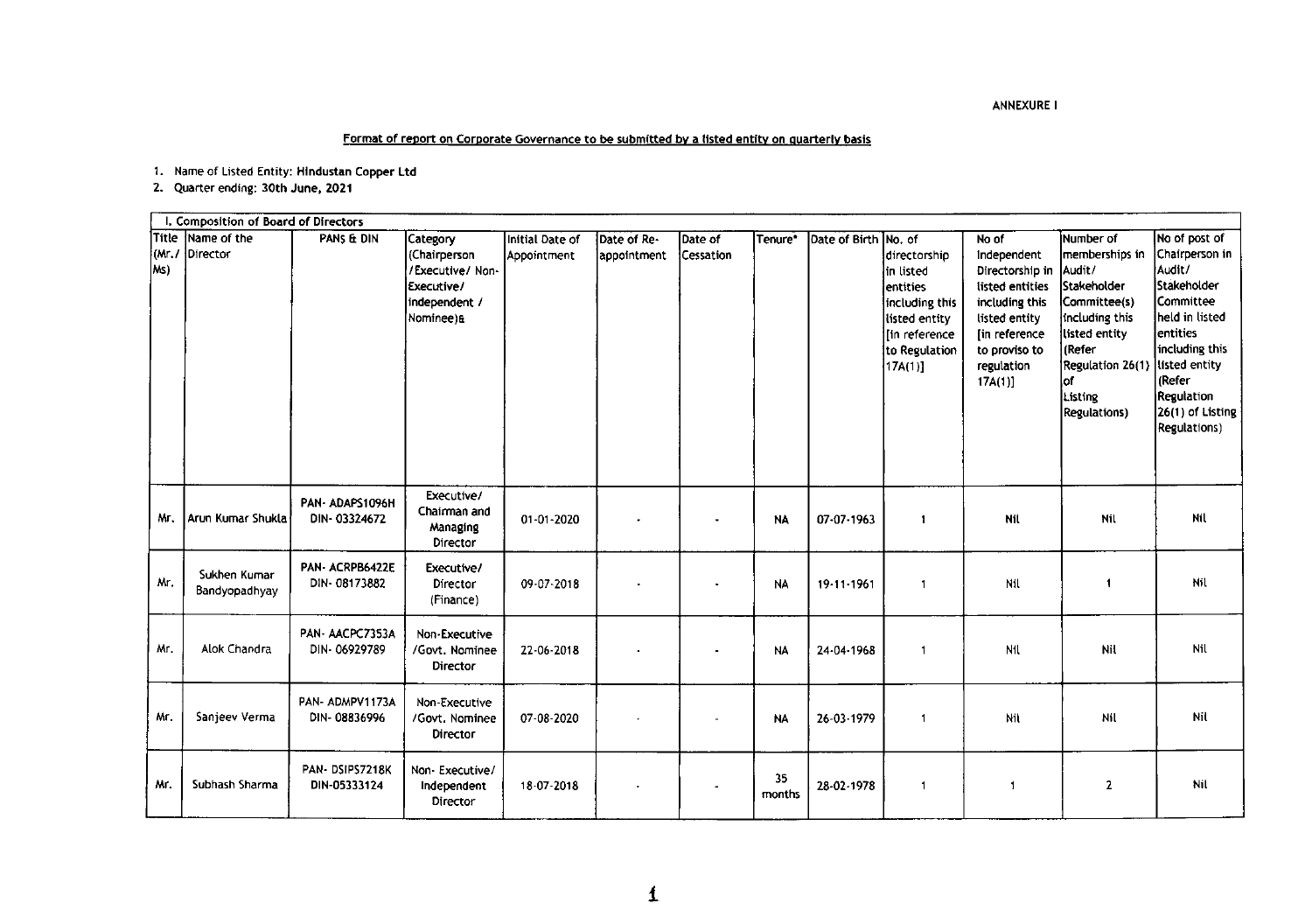ANNEXURE I

## Format of report on Corporate Governance to be submitted by a listed entity on quarterly basis

1. Name of Listed Entity: Hindustan Copper Ltd
2. Quarter ending: 30th June, 2021

| I. Composition of Board of Directors | | | | | | | | | | | | |
|---|---|---|---|---|---|---|---|---|---|---|---|---|
| Title (Mr./ Ms) | Name of the Director | PANS & DIN | Category (Chairperson /Executive/ Non-Executive/ independent / Nominee)& | Initial Date of Appointment | Date of Re-appointment | Date of Cessation | Tenure* | Date of Birth | No. of directorship in listed entities including this listed entity [in reference to Regulation 17A(1)] | No of Independent Directorship in listed entities including this listed entity [in reference to proviso to regulation 17A(1)] | Number of memberships in Audit/ Stakeholder Committee(s) including this listed entity (Refer Regulation 26(1) of Listing Regulations) | No of post of Chairperson in Audit/ Stakeholder Committee held in listed entities including this listed entity (Refer Regulation 26(1) of Listing Regulations) |
| Mr. | Arun Kumar Shukla | PAN- ADAPS1096H DIN- 03324672 | Executive/ Chairman and Managing Director | 01-01-2020 | - | - | NA | 07-07-1963 | 1 | Nil | Nil | Nil |
| Mr. | Sukhen Kumar Bandyopadhyay | PAN- ACRPB6422E DIN- 08173882 | Executive/ Director (Finance) | 09-07-2018 | - | - | NA | 19-11-1961 | 1 | Nil | 1 | Nil |
| Mr. | Alok Chandra | PAN- AACPC7353A DIN- 06929789 | Non-Executive /Govt. Nominee Director | 22-06-2018 | - | - | NA | 24-04-1968 | 1 | Nil | Nil | Nil |
| Mr. | Sanjeev Verma | PAN- ADMPV1173A DIN- 08836996 | Non-Executive /Govt. Nominee Director | 07-08-2020 | - | - | NA | 26-03-1979 | 1 | Nil | Nil | Nil |
| Mr. | Subhash Sharma | PAN- DSIPS7218K DIN-05333124 | Non- Executive/ Independent Director | 18-07-2018 | - | - | 35 months | 28-02-1978 | 1 | 1 | 2 | Nil |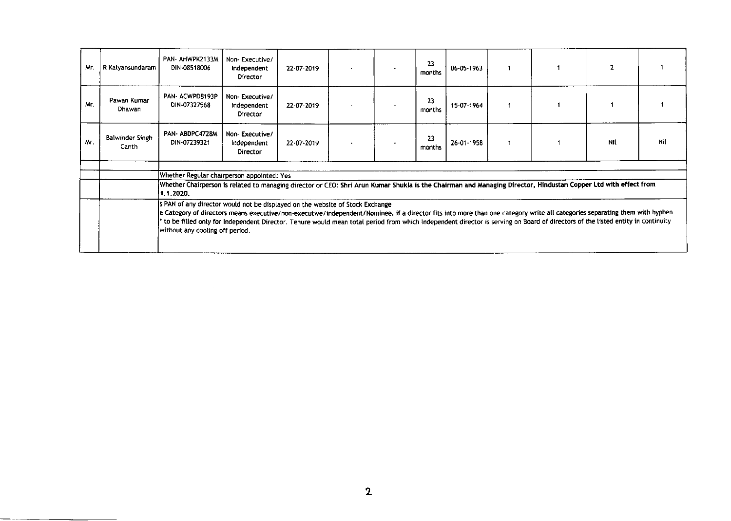| | | | | | | | | | | | | |
|---|---|---|---|---|---|---|---|---|---|---|---|---|
| Mr. | R Kalyansundaram | PAN- AHWPK2133M DIN-08518006 | Non- Executive/ Independent Director | 22-07-2019 | - | - | 23 months | 06-05-1963 | 1 | 1 | 2 | 1 |
| Mr. | Pawan Kumar Dhawan | PAN- ACWPD8193P DIN-07327568 | Non- Executive/ Independent Director | 22-07-2019 | - | - | 23 months | 15-07-1964 | 1 | 1 | 1 | 1 |
| Mr. | Balwinder Singh Canth | PAN- ABDPC4728M DIN-07239321 | Non- Executive/ Independent Director | 22-07-2019 | - | - | 23 months | 26-01-1958 | 1 | 1 | Nil | Nil |
| | | | | | | | | | | | | |
| | | Whether Regular chairperson appointed: Yes | | | | | | | | | | |
| | | Whether Chairperson is related to managing director or CEO: Shri Arun Kumar Shukla is the Chairman and Managing Director, Hindustan Copper Ltd with effect from **1.1.2020.** | | | | | | | | | | |
| | | $ PAN of any director would not be displayed on the website of Stock Exchange<br>& Category of directors means executive/non-executive/independent/Nominee. if a director fits into more than one category write all categories separating them with hyphen<br>* to be filled only for Independent Director. Tenure would mean total period from which Independent director is serving on Board of directors of the listed entity in continuity without any cooling off period. | | | | | | | | | | |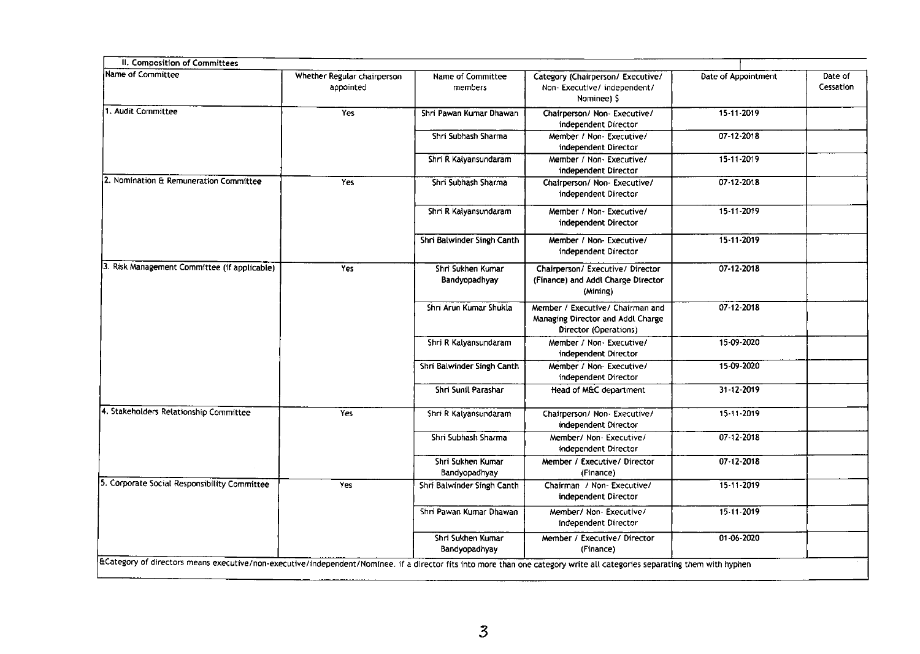## II. Composition of Committees

| Name of Committee | Whether Regular chairperson appointed | Name of Committee members | Category (Chairperson/ Executive/ Non- Executive/ independent/ Nominee) $ | Date of Appointment | Date of Cessation |
|---|---|---|---|---|---|
| 1. Audit Committee | Yes | Shri Pawan Kumar Dhawan | Chairperson/ Non- Executive/ independent Director | 15-11-2019 | |
| | | Shri Subhash Sharma | Member / Non- Executive/ independent Director | 07-12-2018 | |
| | | Shri R Kalyansundaram | Member / Non- Executive/ independent Director | 15-11-2019 | |
| 2. Nomination & Remuneration Committee | Yes | Shri Subhash Sharma | Chairperson/ Non- Executive/ independent Director | 07-12-2018 | |
| | | Shri R Kalyansundaram | Member / Non- Executive/ independent Director | 15-11-2019 | |
| | | Shri Balwinder Singh Canth | Member / Non- Executive/ independent Director | 15-11-2019 | |
| 3. Risk Management Committee (if applicable) | Yes | Shri Sukhen Kumar Bandyopadhyay | Chairperson/ Executive/ Director (Finance) and Addl Charge Director (Mining) | 07-12-2018 | |
| | | Shri Arun Kumar Shukla | Member / Executive/ Chairman and Managing Director and Addl Charge Director (Operations) | 07-12-2018 | |
| | | Shri R Kalyansundaram | Member / Non- Executive/ independent Director | 15-09-2020 | |
| | | Shri Balwinder Singh Canth | Member / Non- Executive/ independent Director | 15-09-2020 | |
| | | Shri Sunil Parashar | Head of M&C department | 31-12-2019 | |
| 4. Stakeholders Relationship Committee | Yes | Shri R Kalyansundaram | Chairperson/ Non- Executive/ independent Director | 15-11-2019 | |
| | | Shri Subhash Sharma | Member/ Non- Executive/ independent Director | 07-12-2018 | |
| | | Shri Sukhen Kumar Bandyopadhyay | Member / Executive/ Director (Finance) | 07-12-2018 | |
| 5. Corporate Social Responsibility Committee | Yes | Shri Balwinder Singh Canth | Chairman / Non- Executive/ independent Director | 15-11-2019 | |
| | | Shri Pawan Kumar Dhawan | Member/ Non- Executive/ independent Director | 15-11-2019 | |
| | | Shri Sukhen Kumar Bandyopadhyay | Member / Executive/ Director (Finance) | 01-06-2020 | |

&Category of directors means executive/non-executive/independent/Nominee. if a director fits into more than one category write all categories separating them with hyphen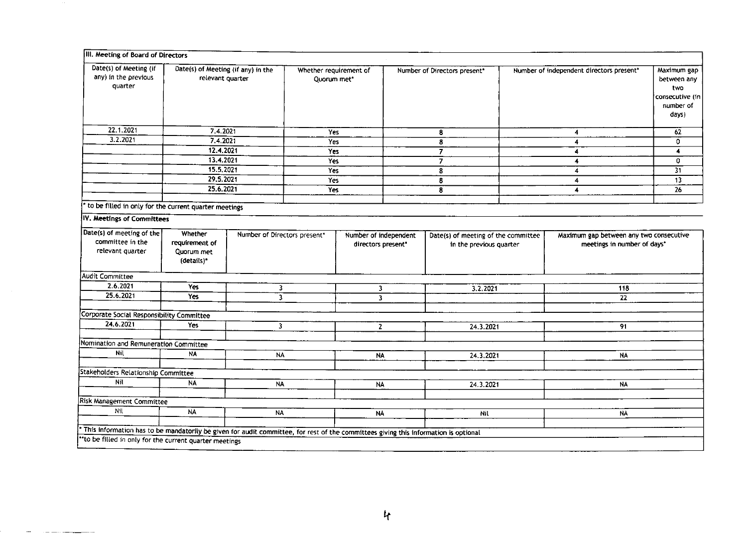## III. Meeting of Board of Directors

| Date(s) of Meeting (if any) in the previous quarter | Date(s) of Meeting (if any) in the relevant quarter | Whether requirement of Quorum met* | Number of Directors present* | Number of independent directors present* | Maximum gap between any two consecutive (in number of days) |
|---|---|---|---|---|---|
| 22.1.2021 | 7.4.2021 | Yes | 8 | 4 | 62 |
| 3.2.2021 | 7.4.2021 | Yes | 8 | 4 | 0 |
| | 12.4.2021 | Yes | 7 | 4 | 4 |
| | 13.4.2021 | Yes | 7 | 4 | 0 |
| | 15.5.2021 | Yes | 8 | 4 | 31 |
| | 29.5.2021 | Yes | 8 | 4 | 13 |
| | 25.6.2021 | Yes | 8 | 4 | 26 |
| | | | | | |

\* to be filled in only for the current quarter meetings

## IV. Meetings of Committees

| Date(s) of meeting of the committee in the relevant quarter | Whether requirement of Quorum met (details)* | Number of Directors present* | Number of independent directors present* | Date(s) of meeting of the committee in the previous quarter | Maximum gap between any two consecutive meetings in number of days* |
|---|---|---|---|---|---|
| **Audit Committee** | | | | | |
| 2.6.2021 | Yes | 3 | 3 | 3.2.2021 | 118 |
| 25.6.2021 | Yes | 3 | 3 | | 22 |
| | | | | | |
| **Corporate Social Responsibility Committee** | | | | | |
| 24.6.2021 | Yes | 3 | 2 | 24.3.2021 | 91 |
| | | | | | |
| **Nomination and Remuneration Committee** | | | | | |
| Nil | NA | NA | NA | 24.3.2021 | NA |
| | | | | | |
| **Stakeholders Relationship Committee** | | | | | |
| Nil | NA | NA | NA | 24.3.2021 | NA |
| | | | | | |
| **Risk Management Committee** | | | | | |
| Nil | NA | NA | NA | Nil | NA |
| | | | | | |

\* This information has to be mandatorily be given for audit committee, for rest of the committees giving this information is optional

\*\*to be filled in only for the current quarter meetings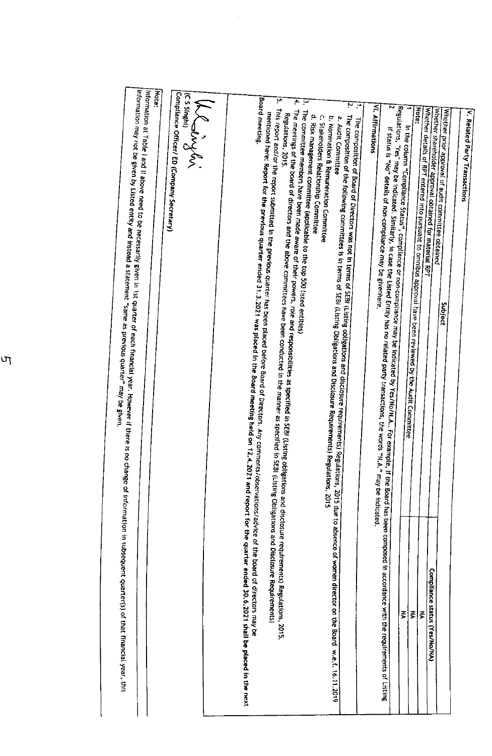## V. Related Party Transactions

| Subject | Compliance status (Yes/No/NA) |
|---|---|
| Whether prior approval of audit committee obtained | NA |
| Whether shareholder approval obtained for material RPT | NA |
| Whether details of RPT entered into pursuant to omnibus approval have been reviewed by the Audit Committee | NA |

**Note:**

1. In the column "Compliance Status", compliance or non-compliance may be indicated by Yes/No/N.A.. For example, if the Board has been composed in accordance with the requirements of Listing Regulations, "Yes" may be indicated. Similarly, in case the Listed Entity has no related party transactions, the words "N.A." may be indicated.
2. If status is "No" details of non-compliance may be givenhere.

## VI. Affirmations

1. The composition of Board of Directors was not in terms of SEBI (Listing obligations and disclosure requirements) Regulations, 2015 due to absence of women director on the Board w.e.f. 16.11.2019
2. The composition of the following committees is in terms of SEBI (Listing Obligations and Disclosure Requirements) Regulations, 2015
   a. Audit Committee
   b. Nomination & Remuneration Committee
   c. Stakeholders Relationship Committee
   d. Risk management committee (applicable to the top 500 listed entities)
3. The committee members have been made aware of their powers, role and responsibilities as specified in SEBI (Listing obligations and disclosure requirements) Regulations, 2015.
4. The meetings of the board of directors and the above committees have been conducted in the manner as specified in SEBI (Listing Obligations and Disclosure Requirements) Regulations, 2015.
5. This report and/or the report submitted in the previous quarter has been placed before Board of Directors. Any comments/observations/advice of the board of directors may be mentioned here: **Report for the previous quarter ended 31.3.2021 was placed in the Board meeting held on 12.4.2021 and report for the quarter ended 30.6.2021 shall be placed in the next Board meeting.**

**(C S Singhi)**
**Compliance Officer/ ED (Company Secretary)**

**Note:**

Information at Table I and II above need to be necessarily given in 1st quarter of each financial year. However if there is no change of information in subsequent quarter(s) of that financial year, this information may not be given by Listed entity and instead a statement "same as previous quarter" may be given.